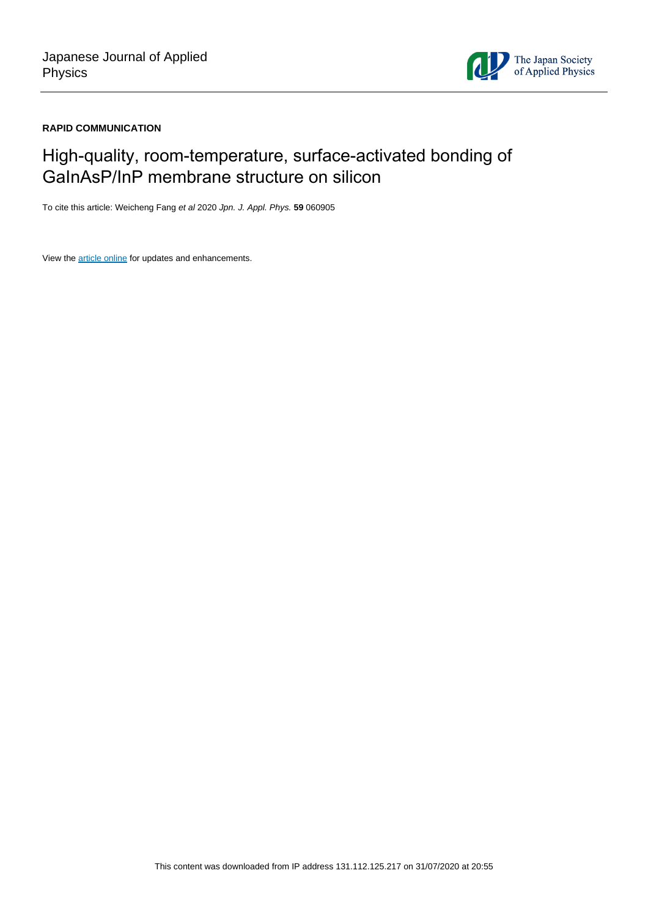Japanese Journal of Applied Physics

The Japan Society of Applied Physics

**RAPID COMMUNICATION**

# High-quality, room-temperature, surface-activated bonding of GaInAsP/InP membrane structure on silicon

To cite this article: Weicheng Fang *et al* 2020 *Jpn. J. Appl. Phys.* **59** 060905

View the article online for updates and enhancements.

This content was downloaded from IP address 131.112.125.217 on 31/07/2020 at 20:55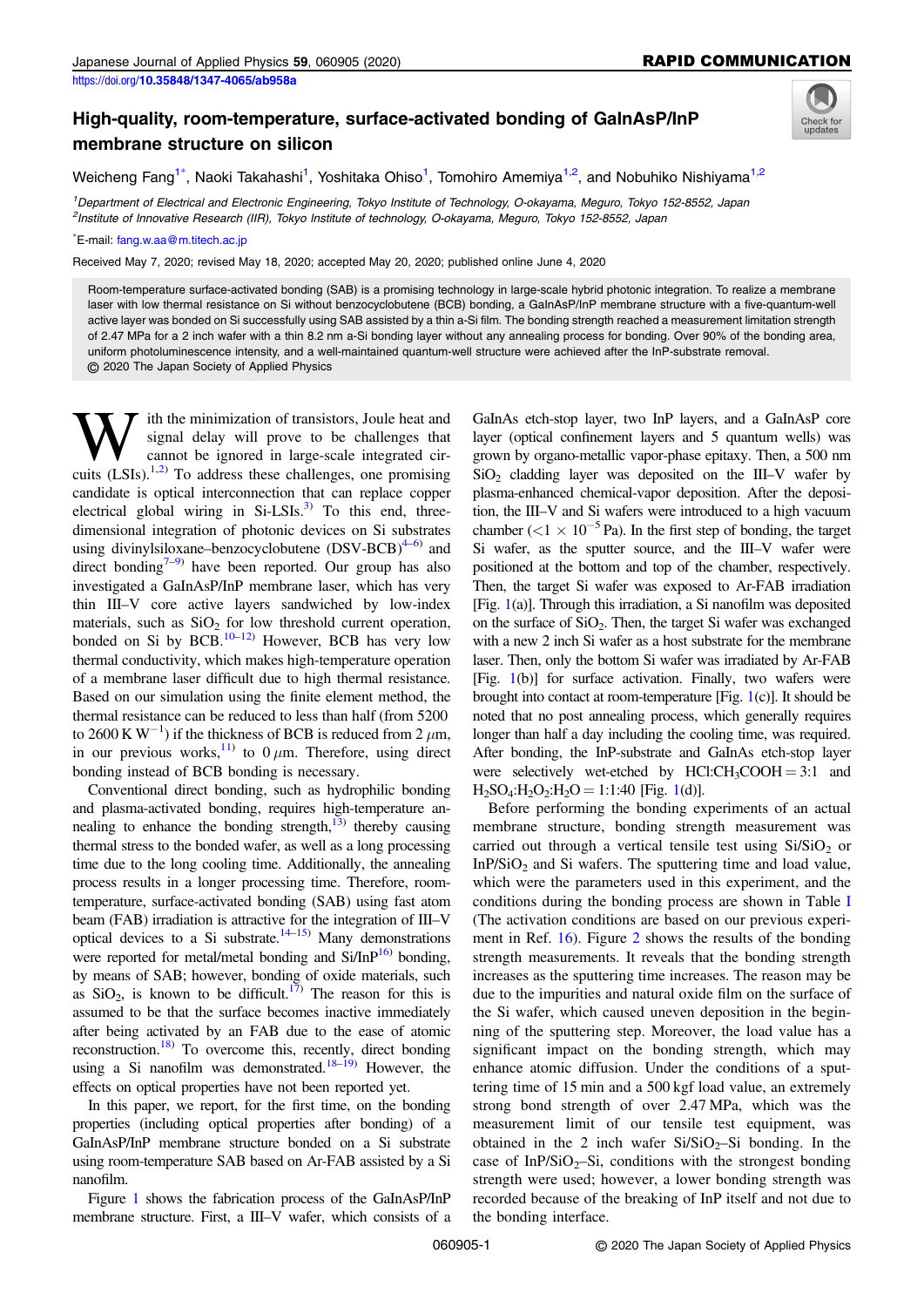RAPID COMMUNICATION

https://doi.org/10.35848/1347-4065/ab958a

# High-quality, room-temperature, surface-activated bonding of GaInAsP/InP membrane structure on silicon

Weicheng Fang[1*], Naoki Takahashi[1], Yoshitaka Ohiso[1], Tomohiro Amemiya[1,2], and Nobuhiko Nishiyama[1,2]

[1]Department of Electrical and Electronic Engineering, Tokyo Institute of Technology, O-okayama, Meguro, Tokyo 152-8552, Japan
[2]Institute of Innovative Research (IIR), Tokyo Institute of technology, O-okayama, Meguro, Tokyo 152-8552, Japan

[*]E-mail: fang.w.aa@m.titech.ac.jp

Received May 7, 2020; revised May 18, 2020; accepted May 20, 2020; published online June 4, 2020

Room-temperature surface-activated bonding (SAB) is a promising technology in large-scale hybrid photonic integration. To realize a membrane laser with low thermal resistance on Si without benzocyclobutene (BCB) bonding, a GaInAsP/InP membrane structure with a five-quantum-well active layer was bonded on Si successfully using SAB assisted by a thin a-Si film. The bonding strength reached a measurement limitation strength of 2.47 MPa for a 2 inch wafer with a thin 8.2 nm a-Si bonding layer without any annealing process for bonding. Over 90% of the bonding area, uniform photoluminescence intensity, and a well-maintained quantum-well structure were achieved after the InP-substrate removal.
© 2020 The Japan Society of Applied Physics

With the minimization of transistors, Joule heat and signal delay will prove to be challenges that cannot be ignored in large-scale integrated circuits (LSIs).[1,2] To address these challenges, one promising candidate is optical interconnection that can replace copper electrical global wiring in Si-LSIs.[3] To this end, three-dimensional integration of photonic devices on Si substrates using divinylsiloxane–benzocyclobutene (DSV-BCB)[4–6] and direct bonding[7–9] have been reported. Our group has also investigated a GaInAsP/InP membrane laser, which has very thin III–V core active layers sandwiched by low-index materials, such as $SiO_2$ for low threshold current operation, bonded on Si by BCB.[10–12] However, BCB has very low thermal conductivity, which makes high-temperature operation of a membrane laser difficult due to high thermal resistance. Based on our simulation using the finite element method, the thermal resistance can be reduced to less than half (from 5200 to 2600 K $W^{-1}$) if the thickness of BCB is reduced from 2 $\mu$m, in our previous works,[11] to 0 $\mu$m. Therefore, using direct bonding instead of BCB bonding is necessary.

Conventional direct bonding, such as hydrophilic bonding and plasma-activated bonding, requires high-temperature annealing to enhance the bonding strength,[13] thereby causing thermal stress to the bonded wafer, as well as a long processing time due to the long cooling time. Additionally, the annealing process results in a longer processing time. Therefore, room-temperature, surface-activated bonding (SAB) using fast atom beam (FAB) irradiation is attractive for the integration of III–V optical devices to a Si substrate.[14–15] Many demonstrations were reported for metal/metal bonding and Si/InP[16] bonding, by means of SAB; however, bonding of oxide materials, such as $SiO_2$, is known to be difficult.[17] The reason for this is assumed to be that the surface becomes inactive immediately after being activated by an FAB due to the ease of atomic reconstruction.[18] To overcome this, recently, direct bonding using a Si nanofilm was demonstrated.[18–19] However, the effects on optical properties have not been reported yet.

In this paper, we report, for the first time, on the bonding properties (including optical properties after bonding) of a GaInAsP/InP membrane structure bonded on a Si substrate using room-temperature SAB based on Ar-FAB assisted by a Si nanofilm.

Figure 1 shows the fabrication process of the GaInAsP/InP membrane structure. First, a III–V wafer, which consists of a GaInAs etch-stop layer, two InP layers, and a GaInAsP core layer (optical confinement layers and 5 quantum wells) was grown by organo-metallic vapor-phase epitaxy. Then, a 500 nm $SiO_2$ cladding layer was deposited on the III–V wafer by plasma-enhanced chemical-vapor deposition. After the deposition, the III–V and Si wafers were introduced to a high vacuum chamber ($<1 \times 10^{-5}$ Pa). In the first step of bonding, the target Si wafer, as the sputter source, and the III–V wafer were positioned at the bottom and top of the chamber, respectively. Then, the target Si wafer was exposed to Ar-FAB irradiation [Fig. 1(a)]. Through this irradiation, a Si nanofilm was deposited on the surface of $SiO_2$. Then, the target Si wafer was exchanged with a new 2 inch Si wafer as a host substrate for the membrane laser. Then, only the bottom Si wafer was irradiated by Ar-FAB [Fig. 1(b)] for surface activation. Finally, two wafers were brought into contact at room-temperature [Fig. 1(c)]. It should be noted that no post annealing process, which generally requires longer than half a day including the cooling time, was required. After bonding, the InP-substrate and GaInAs etch-stop layer were selectively wet-etched by $HCl:CH_3COOH = 3:1$ and $H_2SO_4:H_2O_2:H_2O = 1:1:40$ [Fig. 1(d)].

Before performing the bonding experiments of an actual membrane structure, bonding strength measurement was carried out through a vertical tensile test using $Si/SiO_2$ or $InP/SiO_2$ and Si wafers. The sputtering time and load value, which were the parameters used in this experiment, and the conditions during the bonding process are shown in Table I (The activation conditions are based on our previous experiment in Ref. 16). Figure 2 shows the results of the bonding strength measurements. It reveals that the bonding strength increases as the sputtering time increases. The reason may be due to the impurities and natural oxide film on the surface of the Si wafer, which caused uneven deposition in the beginning of the sputtering step. Moreover, the load value has a significant impact on the bonding strength, which may enhance atomic diffusion. Under the conditions of a sputtering time of 15 min and a 500 kgf load value, an extremely strong bond strength of over 2.47 MPa, which was the measurement limit of our tensile test equipment, was obtained in the 2 inch wafer $Si/SiO_2$–Si bonding. In the case of $InP/SiO_2$–Si, conditions with the strongest bonding strength were used; however, a lower bonding strength was recorded because of the breaking of InP itself and not due to the bonding interface.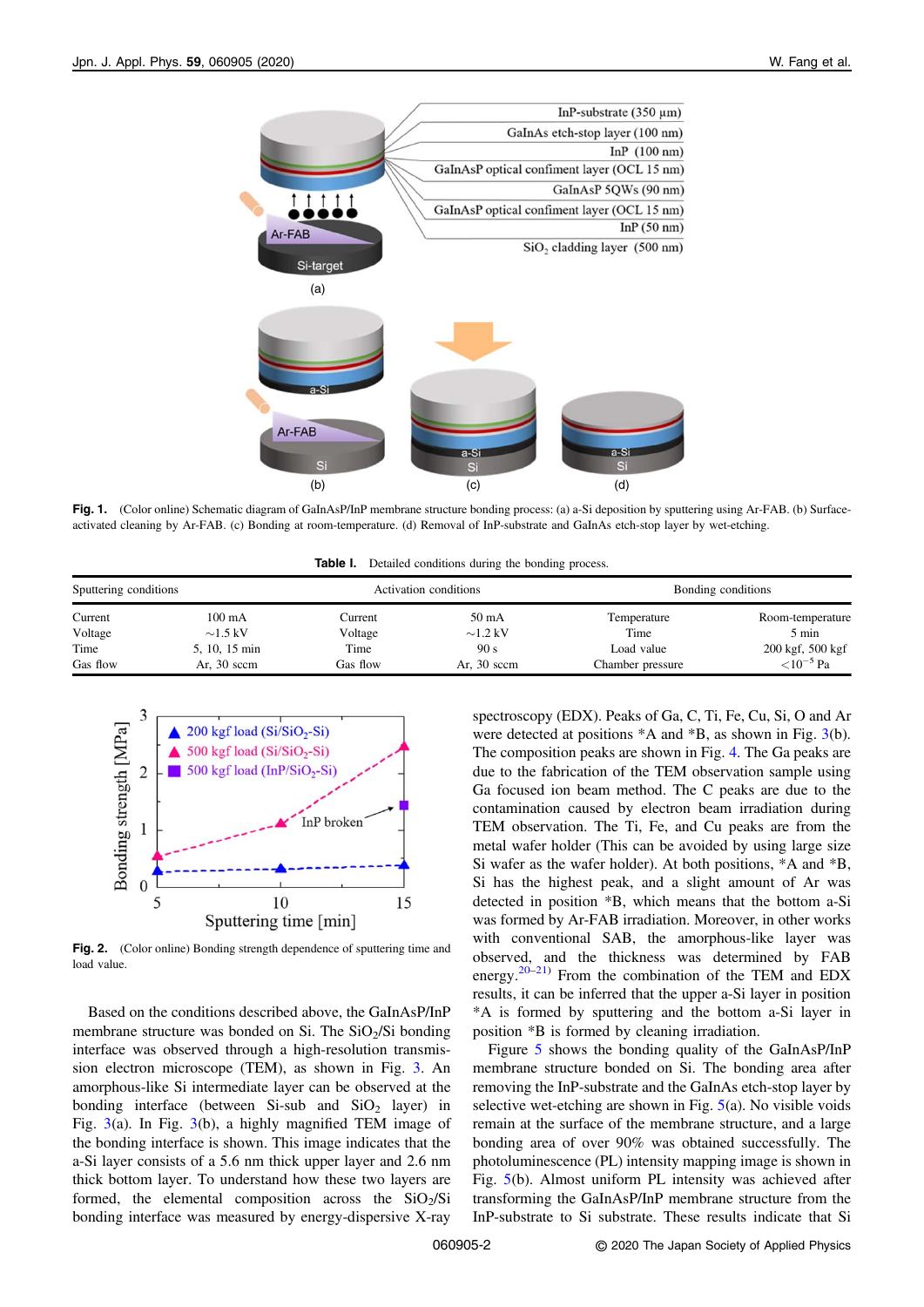Fig. 1. (Color online) Schematic diagram of GaInAsP/InP membrane structure bonding process: (a) a-Si deposition by sputtering using Ar-FAB. (b) Surface-activated cleaning by Ar-FAB. (c) Bonding at room-temperature. (d) Removal of InP-substrate and GaInAs etch-stop layer by wet-etching.

**Table I.** Detailed conditions during the bonding process.

| Sputtering conditions | | Activation conditions | | Bonding conditions | |
|---|---|---|---|---|---|
| Current | 100 mA | Current | 50 mA | Temperature | Room-temperature |
| Voltage | ~1.5 kV | Voltage | ~1.2 kV | Time | 5 min |
| Time | 5, 10, 15 min | Time | 90 s | Load value | 200 kgf, 500 kgf |
| Gas flow | Ar, 30 sccm | Gas flow | Ar, 30 sccm | Chamber pressure | $<10^{-5}$ Pa |

Fig. 2. (Color online) Bonding strength dependence of sputtering time and load value.

Based on the conditions described above, the GaInAsP/InP membrane structure was bonded on Si. The $SiO_2$/Si bonding interface was observed through a high-resolution transmission electron microscope (TEM), as shown in Fig. 3. An amorphous-like Si intermediate layer can be observed at the bonding interface (between Si-sub and $SiO_2$ layer) in Fig. 3(a). In Fig. 3(b), a highly magnified TEM image of the bonding interface is shown. This image indicates that the a-Si layer consists of a 5.6 nm thick upper layer and 2.6 nm thick bottom layer. To understand how these two layers are formed, the elemental composition across the $SiO_2$/Si bonding interface was measured by energy-dispersive X-ray spectroscopy (EDX). Peaks of Ga, C, Ti, Fe, Cu, Si, O and Ar were detected at positions *A and *B, as shown in Fig. 3(b). The composition peaks are shown in Fig. 4. The Ga peaks are due to the fabrication of the TEM observation sample using Ga focused ion beam method. The C peaks are due to the contamination caused by electron beam irradiation during TEM observation. The Ti, Fe, and Cu peaks are from the metal wafer holder (This can be avoided by using large size Si wafer as the wafer holder). At both positions, *A and *B, Si has the highest peak, and a slight amount of Ar was detected in position *B, which means that the bottom a-Si was formed by Ar-FAB irradiation. Moreover, in other works with conventional SAB, the amorphous-like layer was observed, and the thickness was determined by FAB energy.[20–21] From the combination of the TEM and EDX results, it can be inferred that the upper a-Si layer in position *A is formed by sputtering and the bottom a-Si layer in position *B is formed by cleaning irradiation.

Figure 5 shows the bonding quality of the GaInAsP/InP membrane structure bonded on Si. The bonding area after removing the InP-substrate and the GaInAs etch-stop layer by selective wet-etching are shown in Fig. 5(a). No visible voids remain at the surface of the membrane structure, and a large bonding area of over 90% was obtained successfully. The photoluminescence (PL) intensity mapping image is shown in Fig. 5(b). Almost uniform PL intensity was achieved after transforming the GaInAsP/InP membrane structure from the InP-substrate to Si substrate. These results indicate that Si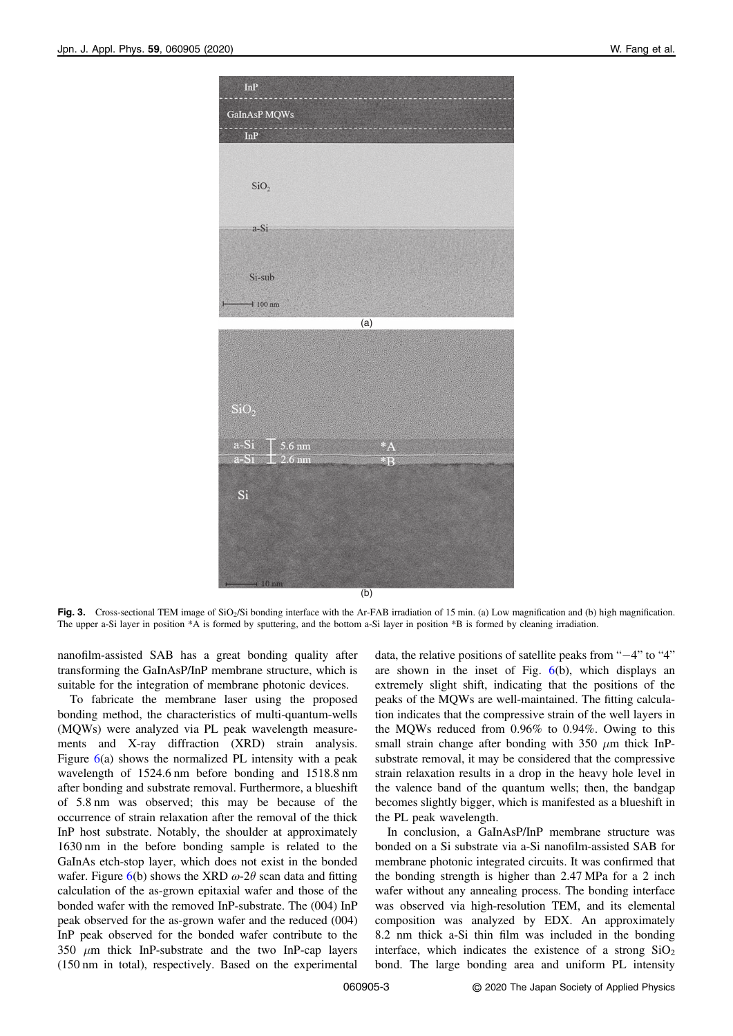Fig. 3. Cross-sectional TEM image of $SiO_2$/Si bonding interface with the Ar-FAB irradiation of 15 min. (a) Low magnification and (b) high magnification. The upper a-Si layer in position *A is formed by sputtering, and the bottom a-Si layer in position *B is formed by cleaning irradiation.

nanofilm-assisted SAB has a great bonding quality after transforming the GaInAsP/InP membrane structure, which is suitable for the integration of membrane photonic devices.

To fabricate the membrane laser using the proposed bonding method, the characteristics of multi-quantum-wells (MQWs) were analyzed via PL peak wavelength measurements and X-ray diffraction (XRD) strain analysis. Figure 6(a) shows the normalized PL intensity with a peak wavelength of 1524.6 nm before bonding and 1518.8 nm after bonding and substrate removal. Furthermore, a blueshift of 5.8 nm was observed; this may be because of the occurrence of strain relaxation after the removal of the thick InP host substrate. Notably, the shoulder at approximately 1630 nm in the before bonding sample is related to the GaInAs etch-stop layer, which does not exist in the bonded wafer. Figure 6(b) shows the XRD $\omega$-$2\theta$ scan data and fitting calculation of the as-grown epitaxial wafer and those of the bonded wafer with the removed InP-substrate. The (004) InP peak observed for the as-grown wafer and the reduced (004) InP peak observed for the bonded wafer contribute to the 350 $\mu$m thick InP-substrate and the two InP-cap layers (150 nm in total), respectively. Based on the experimental data, the relative positions of satellite peaks from "−4" to "4" are shown in the inset of Fig. 6(b), which displays an extremely slight shift, indicating that the positions of the peaks of the MQWs are well-maintained. The fitting calculation indicates that the compressive strain of the well layers in the MQWs reduced from 0.96% to 0.94%. Owing to this small strain change after bonding with 350 $\mu$m thick InP-substrate removal, it may be considered that the compressive strain relaxation results in a drop in the heavy hole level in the valence band of the quantum wells; then, the bandgap becomes slightly bigger, which is manifested as a blueshift in the PL peak wavelength.

In conclusion, a GaInAsP/InP membrane structure was bonded on a Si substrate via a-Si nanofilm-assisted SAB for membrane photonic integrated circuits. It was confirmed that the bonding strength is higher than 2.47 MPa for a 2 inch wafer without any annealing process. The bonding interface was observed via high-resolution TEM, and its elemental composition was analyzed by EDX. An approximately 8.2 nm thick a-Si thin film was included in the bonding interface, which indicates the existence of a strong $SiO_2$ bond. The large bonding area and uniform PL intensity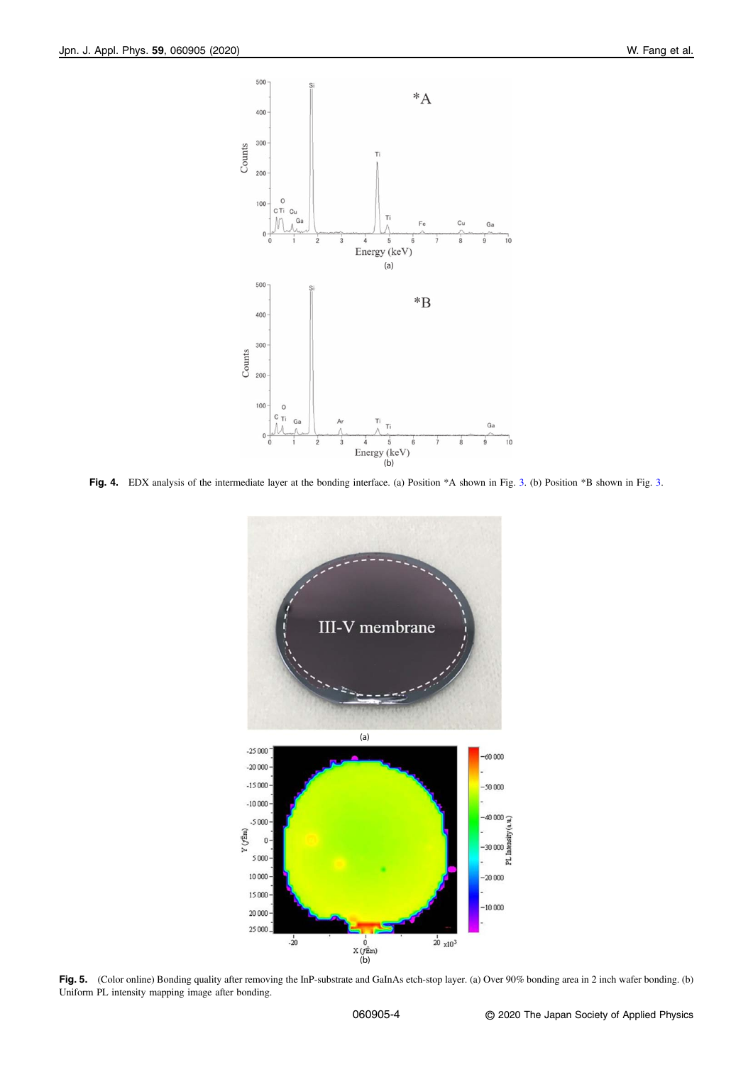**Fig. 4.** EDX analysis of the intermediate layer at the bonding interface. (a) Position *A shown in Fig. 3. (b) Position *B shown in Fig. 3.

**Fig. 5.** (Color online) Bonding quality after removing the InP-substrate and GaInAs etch-stop layer. (a) Over 90% bonding area in 2 inch wafer bonding. (b) Uniform PL intensity mapping image after bonding.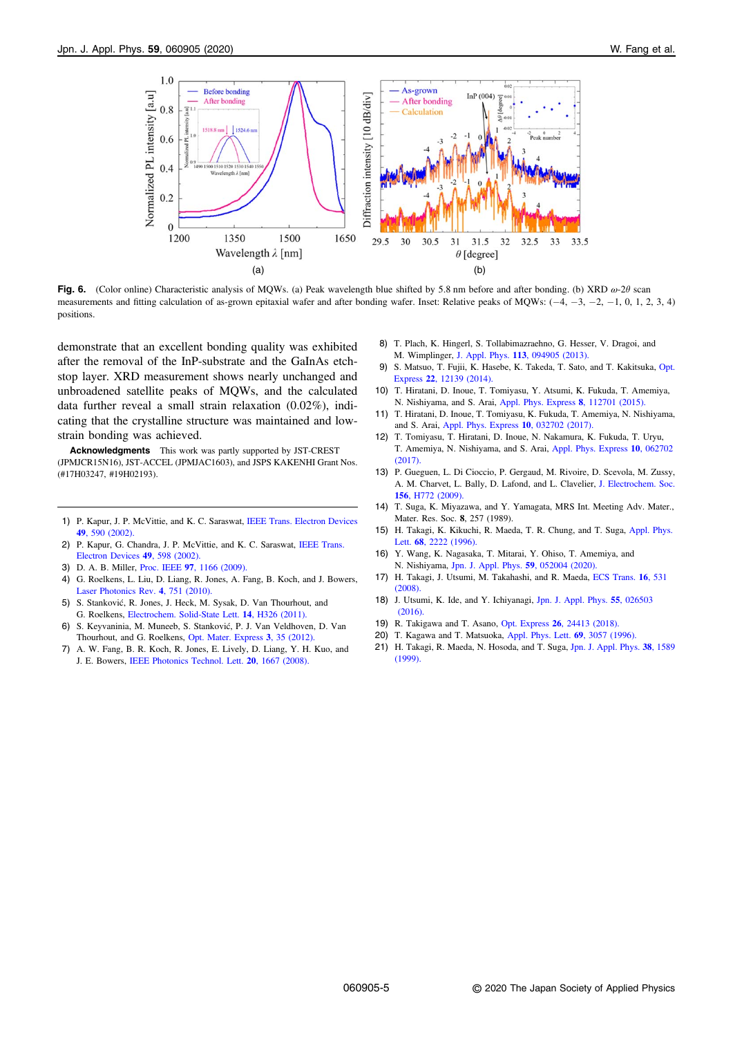1.0

0.8

0.6

0.4

0.2

0

1200 1350 1500 1650

Wavelength $\lambda$ [nm]

Normalized PL intensity [a.u]

Before bonding

After bonding

1518.8 nm

1524.6 nm

(a)

As-grown

After bonding

Calculation

InP (004)

Diffraction intensity [10 dB/div]

29.5 30 30.5 31 31.5 32 32.5 33 33.5

$\theta$ [degree]

Peak number

(b)

**Fig. 6.** (Color online) Characteristic analysis of MQWs. (a) Peak wavelength blue shifted by 5.8 nm before and after bonding. (b) XRD $\omega$-$2\theta$ scan measurements and fitting calculation of as-grown epitaxial wafer and after bonding wafer. Inset: Relative peaks of MQWs: ($-4$, $-3$, $-2$, $-1$, 0, 1, 2, 3, 4) positions.

demonstrate that an excellent bonding quality was exhibited after the removal of the InP-substrate and the GaInAs etch-stop layer. XRD measurement shows nearly unchanged and unbroadened satellite peaks of MQWs, and the calculated data further reveal a small strain relaxation (0.02%), indicating that the crystalline structure was maintained and low-strain bonding was achieved.

**Acknowledgments** This work was partly supported by JST-CREST (JPMJCR15N16), JST-ACCEL (JPMJAC1603), and JSPS KAKENHI Grant Nos. (#17H03247, #19H02193).

1) P. Kapur, J. P. McVittie, and K. C. Saraswat, IEEE Trans. Electron Devices **49**, 590 (2002).
2) P. Kapur, G. Chandra, J. P. McVittie, and K. C. Saraswat, IEEE Trans. Electron Devices **49**, 598 (2002).
3) D. A. B. Miller, Proc. IEEE **97**, 1166 (2009).
4) G. Roelkens, L. Liu, D. Liang, R. Jones, A. Fang, B. Koch, and J. Bowers, Laser Photonics Rev. **4**, 751 (2010).
5) S. Stanković, R. Jones, J. Heck, M. Sysak, D. Van Thourhout, and G. Roelkens, Electrochem. Solid-State Lett. **14**, H326 (2011).
6) S. Keyvaninia, M. Muneeb, S. Stanković, P. J. Van Veldhoven, D. Van Thourhout, and G. Roelkens, Opt. Mater. Express **3**, 35 (2012).
7) A. W. Fang, B. R. Koch, R. Jones, E. Lively, D. Liang, Y. H. Kuo, and J. E. Bowers, IEEE Photonics Technol. Lett. **20**, 1667 (2008).
8) T. Plach, K. Hingerl, S. Tollabimazraehno, G. Hesser, V. Dragoi, and M. Wimplinger, J. Appl. Phys. **113**, 094905 (2013).
9) S. Matsuo, T. Fujii, K. Hasebe, K. Takeda, T. Sato, and T. Kakitsuka, Opt. Express **22**, 12139 (2014).
10) T. Hiratani, D. Inoue, T. Tomiyasu, Y. Atsumi, K. Fukuda, T. Amemiya, N. Nishiyama, and S. Arai, Appl. Phys. Express **8**, 112701 (2015).
11) T. Hiratani, D. Inoue, T. Tomiyasu, K. Fukuda, T. Amemiya, N. Nishiyama, and S. Arai, Appl. Phys. Express **10**, 032702 (2017).
12) T. Tomiyasu, T. Hiratani, D. Inoue, N. Nakamura, K. Fukuda, T. Uryu, T. Amemiya, N. Nishiyama, and S. Arai, Appl. Phys. Express **10**, 062702 (2017).
13) P. Gueguen, L. Di Cioccio, P. Gergaud, M. Rivoire, D. Scevola, M. Zussy, A. M. Charvet, L. Bally, D. Lafond, and L. Clavelier, J. Electrochem. Soc. **156**, H772 (2009).
14) T. Suga, K. Miyazawa, and Y. Yamagata, MRS Int. Meeting Adv. Mater., Mater. Res. Soc. **8**, 257 (1989).
15) H. Takagi, K. Kikuchi, R. Maeda, T. R. Chung, and T. Suga, Appl. Phys. Lett. **68**, 2222 (1996).
16) Y. Wang, K. Nagasaka, T. Mitarai, Y. Ohiso, T. Amemiya, and N. Nishiyama, Jpn. J. Appl. Phys. **59**, 052004 (2020).
17) H. Takagi, J. Utsumi, M. Takahashi, and R. Maeda, ECS Trans. **16**, 531 (2008).
18) J. Utsumi, K. Ide, and Y. Ichiyanagi, Jpn. J. Appl. Phys. **55**, 026503 (2016).
19) R. Takigawa and T. Asano, Opt. Express **26**, 24413 (2018).
20) T. Kagawa and T. Matsuoka, Appl. Phys. Lett. **69**, 3057 (1996).
21) H. Takagi, R. Maeda, N. Hosoda, and T. Suga, Jpn. J. Appl. Phys. **38**, 1589 (1999).